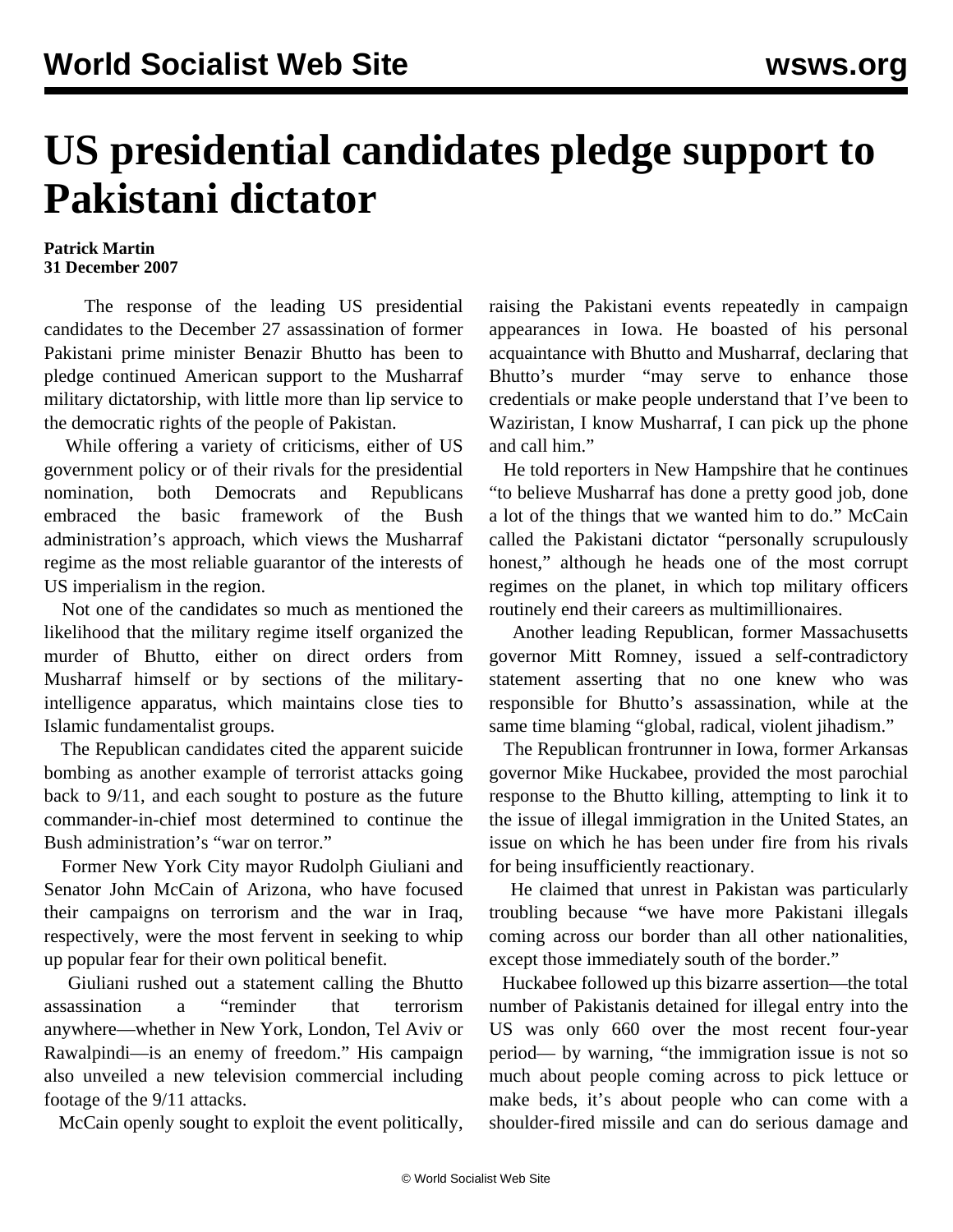# US presidential candidates pledge support to Pakistani dictator

**Patrick Martin**
**31 December 2007**

The response of the leading US presidential candidates to the December 27 assassination of former Pakistani prime minister Benazir Bhutto has been to pledge continued American support to the Musharraf military dictatorship, with little more than lip service to the democratic rights of the people of Pakistan.

While offering a variety of criticisms, either of US government policy or of their rivals for the presidential nomination, both Democrats and Republicans embraced the basic framework of the Bush administration's approach, which views the Musharraf regime as the most reliable guarantor of the interests of US imperialism in the region.

Not one of the candidates so much as mentioned the likelihood that the military regime itself organized the murder of Bhutto, either on direct orders from Musharraf himself or by sections of the military-intelligence apparatus, which maintains close ties to Islamic fundamentalist groups.

The Republican candidates cited the apparent suicide bombing as another example of terrorist attacks going back to 9/11, and each sought to posture as the future commander-in-chief most determined to continue the Bush administration's "war on terror."

Former New York City mayor Rudolph Giuliani and Senator John McCain of Arizona, who have focused their campaigns on terrorism and the war in Iraq, respectively, were the most fervent in seeking to whip up popular fear for their own political benefit.

Giuliani rushed out a statement calling the Bhutto assassination a "reminder that terrorism anywhere—whether in New York, London, Tel Aviv or Rawalpindi—is an enemy of freedom." His campaign also unveiled a new television commercial including footage of the 9/11 attacks.

McCain openly sought to exploit the event politically, raising the Pakistani events repeatedly in campaign appearances in Iowa. He boasted of his personal acquaintance with Bhutto and Musharraf, declaring that Bhutto's murder "may serve to enhance those credentials or make people understand that I've been to Waziristan, I know Musharraf, I can pick up the phone and call him."

He told reporters in New Hampshire that he continues "to believe Musharraf has done a pretty good job, done a lot of the things that we wanted him to do." McCain called the Pakistani dictator "personally scrupulously honest," although he heads one of the most corrupt regimes on the planet, in which top military officers routinely end their careers as multimillionaires.

Another leading Republican, former Massachusetts governor Mitt Romney, issued a self-contradictory statement asserting that no one knew who was responsible for Bhutto's assassination, while at the same time blaming "global, radical, violent jihadism."

The Republican frontrunner in Iowa, former Arkansas governor Mike Huckabee, provided the most parochial response to the Bhutto killing, attempting to link it to the issue of illegal immigration in the United States, an issue on which he has been under fire from his rivals for being insufficiently reactionary.

He claimed that unrest in Pakistan was particularly troubling because "we have more Pakistani illegals coming across our border than all other nationalities, except those immediately south of the border."

Huckabee followed up this bizarre assertion—the total number of Pakistanis detained for illegal entry into the US was only 660 over the most recent four-year period— by warning, "the immigration issue is not so much about people coming across to pick lettuce or make beds, it's about people who can come with a shoulder-fired missile and can do serious damage and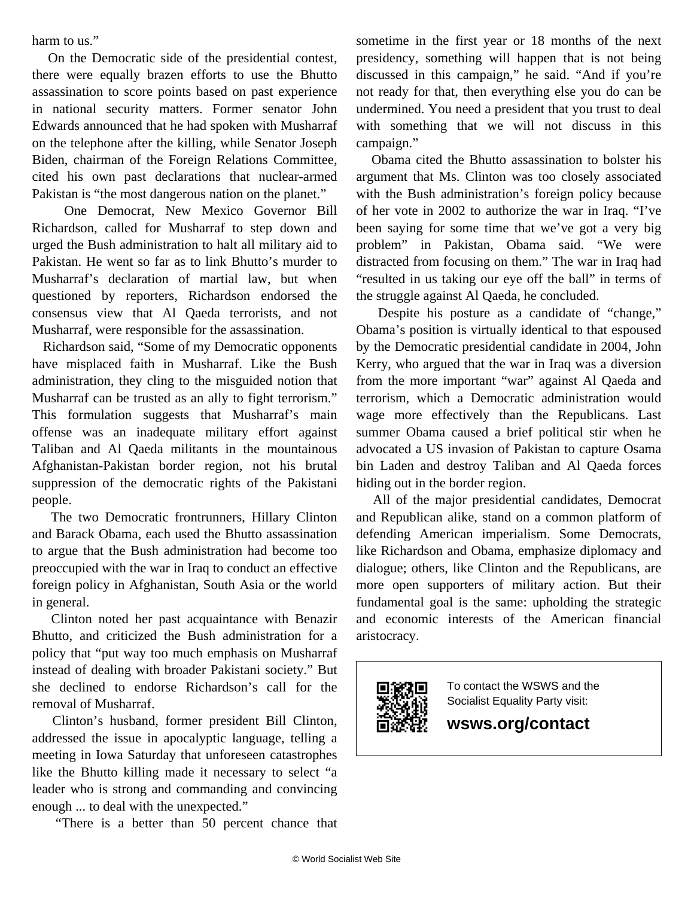harm to us."

On the Democratic side of the presidential contest, there were equally brazen efforts to use the Bhutto assassination to score points based on past experience in national security matters. Former senator John Edwards announced that he had spoken with Musharraf on the telephone after the killing, while Senator Joseph Biden, chairman of the Foreign Relations Committee, cited his own past declarations that nuclear-armed Pakistan is "the most dangerous nation on the planet."

One Democrat, New Mexico Governor Bill Richardson, called for Musharraf to step down and urged the Bush administration to halt all military aid to Pakistan. He went so far as to link Bhutto's murder to Musharraf's declaration of martial law, but when questioned by reporters, Richardson endorsed the consensus view that Al Qaeda terrorists, and not Musharraf, were responsible for the assassination.

Richardson said, "Some of my Democratic opponents have misplaced faith in Musharraf. Like the Bush administration, they cling to the misguided notion that Musharraf can be trusted as an ally to fight terrorism." This formulation suggests that Musharraf's main offense was an inadequate military effort against Taliban and Al Qaeda militants in the mountainous Afghanistan-Pakistan border region, not his brutal suppression of the democratic rights of the Pakistani people.

The two Democratic frontrunners, Hillary Clinton and Barack Obama, each used the Bhutto assassination to argue that the Bush administration had become too preoccupied with the war in Iraq to conduct an effective foreign policy in Afghanistan, South Asia or the world in general.

Clinton noted her past acquaintance with Benazir Bhutto, and criticized the Bush administration for a policy that "put way too much emphasis on Musharraf instead of dealing with broader Pakistani society." But she declined to endorse Richardson's call for the removal of Musharraf.

Clinton's husband, former president Bill Clinton, addressed the issue in apocalyptic language, telling a meeting in Iowa Saturday that unforeseen catastrophes like the Bhutto killing made it necessary to select "a leader who is strong and commanding and convincing enough ... to deal with the unexpected."

"There is a better than 50 percent chance that sometime in the first year or 18 months of the next presidency, something will happen that is not being discussed in this campaign," he said. "And if you're not ready for that, then everything else you do can be undermined. You need a president that you trust to deal with something that we will not discuss in this campaign."

Obama cited the Bhutto assassination to bolster his argument that Ms. Clinton was too closely associated with the Bush administration's foreign policy because of her vote in 2002 to authorize the war in Iraq. "I've been saying for some time that we've got a very big problem" in Pakistan, Obama said. "We were distracted from focusing on them." The war in Iraq had "resulted in us taking our eye off the ball" in terms of the struggle against Al Qaeda, he concluded.

Despite his posture as a candidate of "change," Obama's position is virtually identical to that espoused by the Democratic presidential candidate in 2004, John Kerry, who argued that the war in Iraq was a diversion from the more important "war" against Al Qaeda and terrorism, which a Democratic administration would wage more effectively than the Republicans. Last summer Obama caused a brief political stir when he advocated a US invasion of Pakistan to capture Osama bin Laden and destroy Taliban and Al Qaeda forces hiding out in the border region.

All of the major presidential candidates, Democrat and Republican alike, stand on a common platform of defending American imperialism. Some Democrats, like Richardson and Obama, emphasize diplomacy and dialogue; others, like Clinton and the Republicans, are more open supporters of military action. But their fundamental goal is the same: upholding the strategic and economic interests of the American financial aristocracy.

To contact the WSWS and the Socialist Equality Party visit:

**wsws.org/contact**